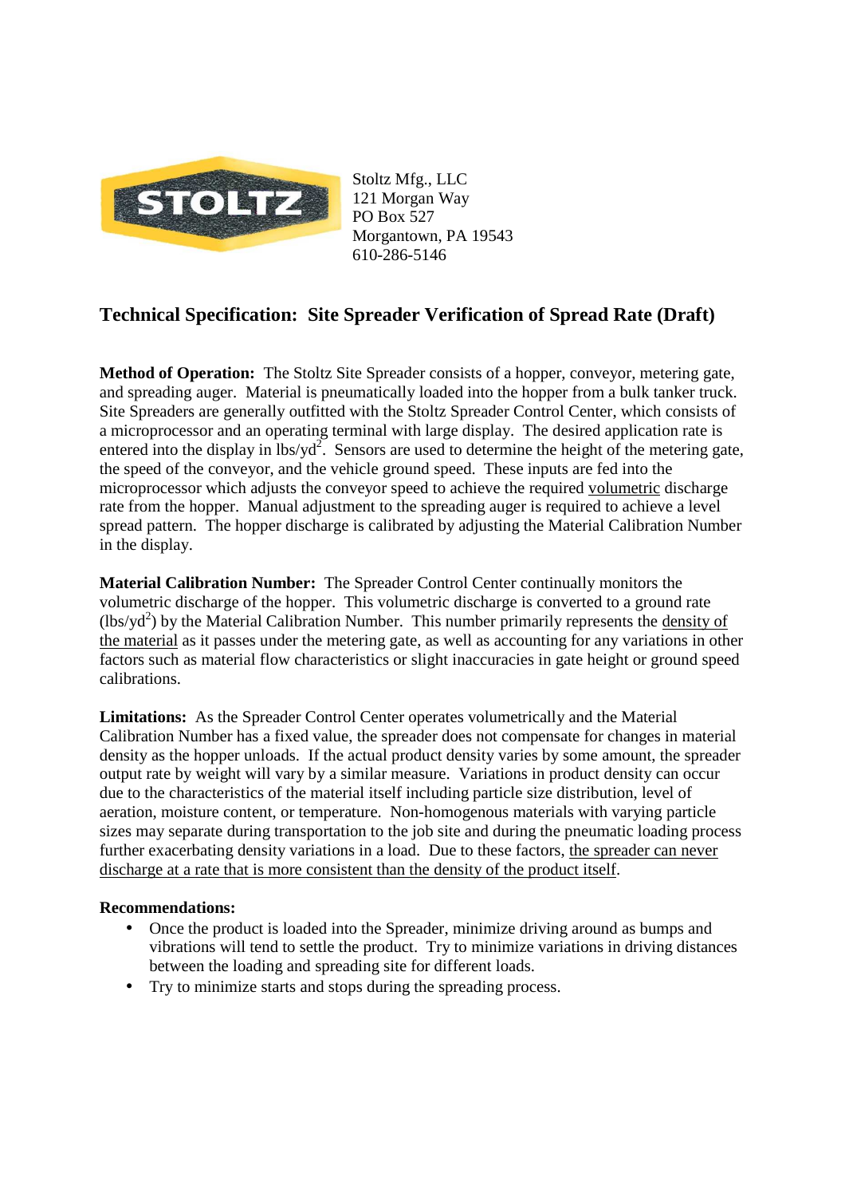Stoltz Mfg., LLC
121 Morgan Way
PO Box 527
Morgantown, PA 19543
610-286-5146

## Technical Specification: Site Spreader Verification of Spread Rate (Draft)

**Method of Operation:** The Stoltz Site Spreader consists of a hopper, conveyor, metering gate, and spreading auger. Material is pneumatically loaded into the hopper from a bulk tanker truck. Site Spreaders are generally outfitted with the Stoltz Spreader Control Center, which consists of a microprocessor and an operating terminal with large display. The desired application rate is entered into the display in $lbs/yd^2$. Sensors are used to determine the height of the metering gate, the speed of the conveyor, and the vehicle ground speed. These inputs are fed into the microprocessor which adjusts the conveyor speed to achieve the required <u>volumetric</u> discharge rate from the hopper. Manual adjustment to the spreading auger is required to achieve a level spread pattern. The hopper discharge is calibrated by adjusting the Material Calibration Number in the display.

**Material Calibration Number:** The Spreader Control Center continually monitors the volumetric discharge of the hopper. This volumetric discharge is converted to a ground rate ($lbs/yd^2$) by the Material Calibration Number. This number primarily represents the <u>density of the material</u> as it passes under the metering gate, as well as accounting for any variations in other factors such as material flow characteristics or slight inaccuracies in gate height or ground speed calibrations.

**Limitations:** As the Spreader Control Center operates volumetrically and the Material Calibration Number has a fixed value, the spreader does not compensate for changes in material density as the hopper unloads. If the actual product density varies by some amount, the spreader output rate by weight will vary by a similar measure. Variations in product density can occur due to the characteristics of the material itself including particle size distribution, level of aeration, moisture content, or temperature. Non-homogenous materials with varying particle sizes may separate during transportation to the job site and during the pneumatic loading process further exacerbating density variations in a load. Due to these factors, <u>the spreader can never discharge at a rate that is more consistent than the density of the product itself</u>.

**Recommendations:**

- Once the product is loaded into the Spreader, minimize driving around as bumps and vibrations will tend to settle the product. Try to minimize variations in driving distances between the loading and spreading site for different loads.
- Try to minimize starts and stops during the spreading process.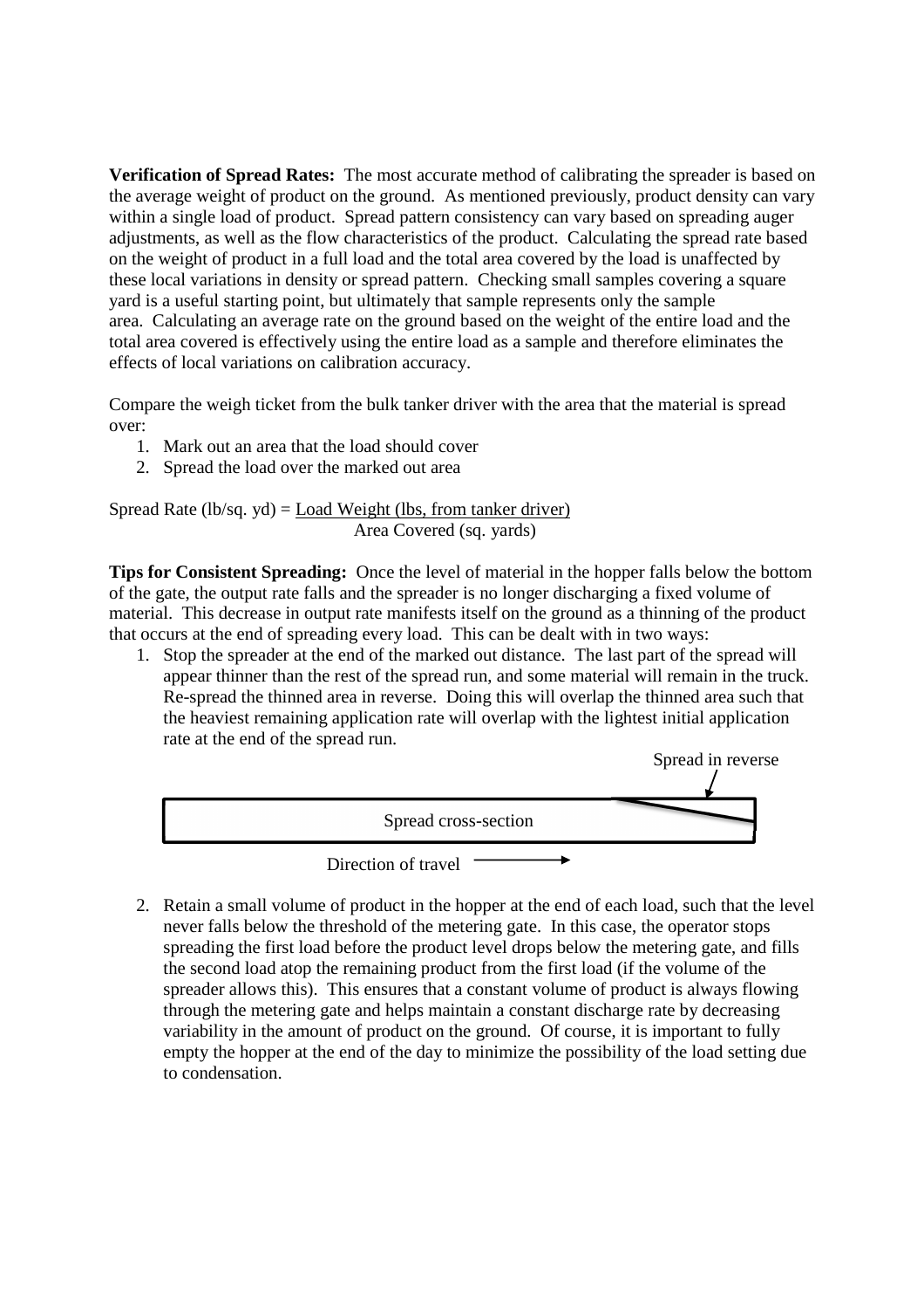**Verification of Spread Rates:** The most accurate method of calibrating the spreader is based on the average weight of product on the ground. As mentioned previously, product density can vary within a single load of product. Spread pattern consistency can vary based on spreading auger adjustments, as well as the flow characteristics of the product. Calculating the spread rate based on the weight of product in a full load and the total area covered by the load is unaffected by these local variations in density or spread pattern. Checking small samples covering a square yard is a useful starting point, but ultimately that sample represents only the sample area. Calculating an average rate on the ground based on the weight of the entire load and the total area covered is effectively using the entire load as a sample and therefore eliminates the effects of local variations on calibration accuracy.

Compare the weigh ticket from the bulk tanker driver with the area that the material is spread over:

1. Mark out an area that the load should cover
2. Spread the load over the marked out area

$$\text{Spread Rate (lb/sq. yd)} = \frac{\text{Load Weight (lbs, from tanker driver)}}{\text{Area Covered (sq. yards)}}$$

**Tips for Consistent Spreading:** Once the level of material in the hopper falls below the bottom of the gate, the output rate falls and the spreader is no longer discharging a fixed volume of material. This decrease in output rate manifests itself on the ground as a thinning of the product that occurs at the end of spreading every load. This can be dealt with in two ways:

1. Stop the spreader at the end of the marked out distance. The last part of the spread will appear thinner than the rest of the spread run, and some material will remain in the truck. Re-spread the thinned area in reverse. Doing this will overlap the thinned area such that the heaviest remaining application rate will overlap with the lightest initial application rate at the end of the spread run.

   Spread in reverse

   Spread cross-section

   Direction of travel →

2. Retain a small volume of product in the hopper at the end of each load, such that the level never falls below the threshold of the metering gate. In this case, the operator stops spreading the first load before the product level drops below the metering gate, and fills the second load atop the remaining product from the first load (if the volume of the spreader allows this). This ensures that a constant volume of product is always flowing through the metering gate and helps maintain a constant discharge rate by decreasing variability in the amount of product on the ground. Of course, it is important to fully empty the hopper at the end of the day to minimize the possibility of the load setting due to condensation.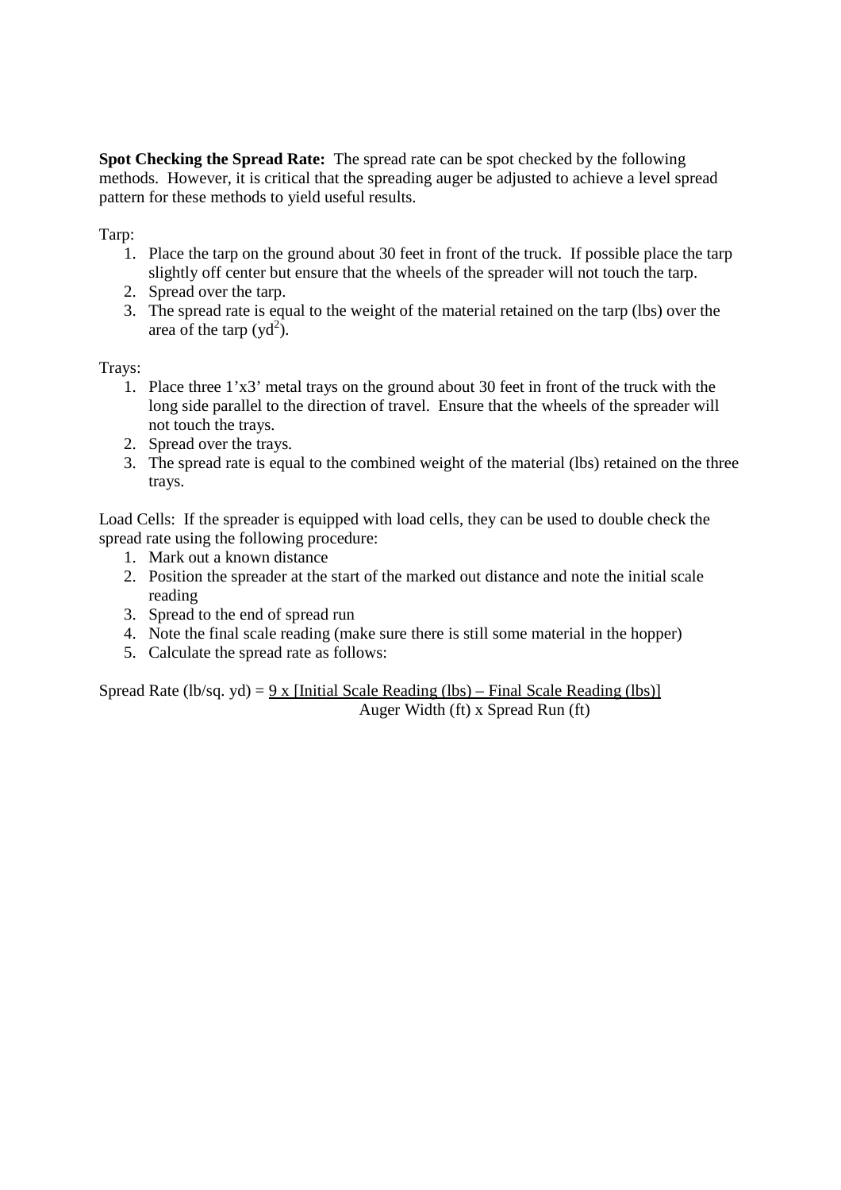**Spot Checking the Spread Rate:** The spread rate can be spot checked by the following methods. However, it is critical that the spreading auger be adjusted to achieve a level spread pattern for these methods to yield useful results.

Tarp:

1. Place the tarp on the ground about 30 feet in front of the truck. If possible place the tarp slightly off center but ensure that the wheels of the spreader will not touch the tarp.
2. Spread over the tarp.
3. The spread rate is equal to the weight of the material retained on the tarp (lbs) over the area of the tarp ($yd^2$).

Trays:

1. Place three 1'x3' metal trays on the ground about 30 feet in front of the truck with the long side parallel to the direction of travel. Ensure that the wheels of the spreader will not touch the trays.
2. Spread over the trays.
3. The spread rate is equal to the combined weight of the material (lbs) retained on the three trays.

Load Cells: If the spreader is equipped with load cells, they can be used to double check the spread rate using the following procedure:

1. Mark out a known distance
2. Position the spreader at the start of the marked out distance and note the initial scale reading
3. Spread to the end of spread run
4. Note the final scale reading (make sure there is still some material in the hopper)
5. Calculate the spread rate as follows:

$$\text{Spread Rate (lb/sq. yd)} = \frac{9 \times [\text{Initial Scale Reading (lbs)} - \text{Final Scale Reading (lbs)}]}{\text{Auger Width (ft)} \times \text{Spread Run (ft)}}$$